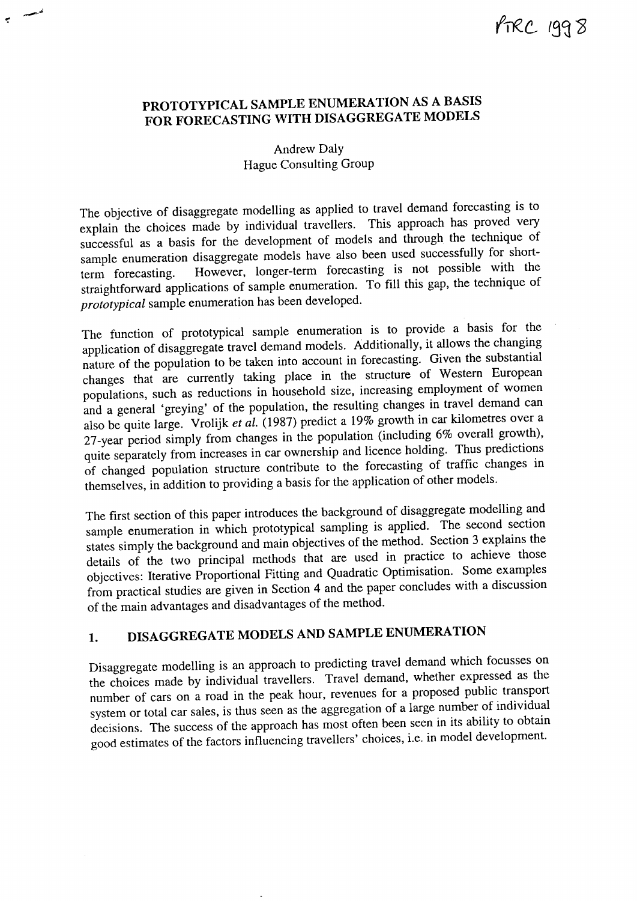PTRC 1998

# PROTOTYPICAL SAMPLE ENUMERATION AS A BASIS FOR FORECASTING WITH DISAGGREGATE MODELS

Andrew Daly
Hague Consulting Group

The objective of disaggregate modelling as applied to travel demand forecasting is to explain the choices made by individual travellers. This approach has proved very successful as a basis for the development of models and through the technique of sample enumeration disaggregate models have also been used successfully for short-term forecasting. However, longer-term forecasting is not possible with the straightforward applications of sample enumeration. To fill this gap, the technique of *prototypical* sample enumeration has been developed.

The function of prototypical sample enumeration is to provide a basis for the application of disaggregate travel demand models. Additionally, it allows the changing nature of the population to be taken into account in forecasting. Given the substantial changes that are currently taking place in the structure of Western European populations, such as reductions in household size, increasing employment of women and a general 'greying' of the population, the resulting changes in travel demand can also be quite large. Vrolijk *et al.* (1987) predict a 19% growth in car kilometres over a 27-year period simply from changes in the population (including 6% overall growth), quite separately from increases in car ownership and licence holding. Thus predictions of changed population structure contribute to the forecasting of traffic changes in themselves, in addition to providing a basis for the application of other models.

The first section of this paper introduces the background of disaggregate modelling and sample enumeration in which prototypical sampling is applied. The second section states simply the background and main objectives of the method. Section 3 explains the details of the two principal methods that are used in practice to achieve those objectives: Iterative Proportional Fitting and Quadratic Optimisation. Some examples from practical studies are given in Section 4 and the paper concludes with a discussion of the main advantages and disadvantages of the method.

## 1. DISAGGREGATE MODELS AND SAMPLE ENUMERATION

Disaggregate modelling is an approach to predicting travel demand which focusses on the choices made by individual travellers. Travel demand, whether expressed as the number of cars on a road in the peak hour, revenues for a proposed public transport system or total car sales, is thus seen as the aggregation of a large number of individual decisions. The success of the approach has most often been seen in its ability to obtain good estimates of the factors influencing travellers' choices, i.e. in model development.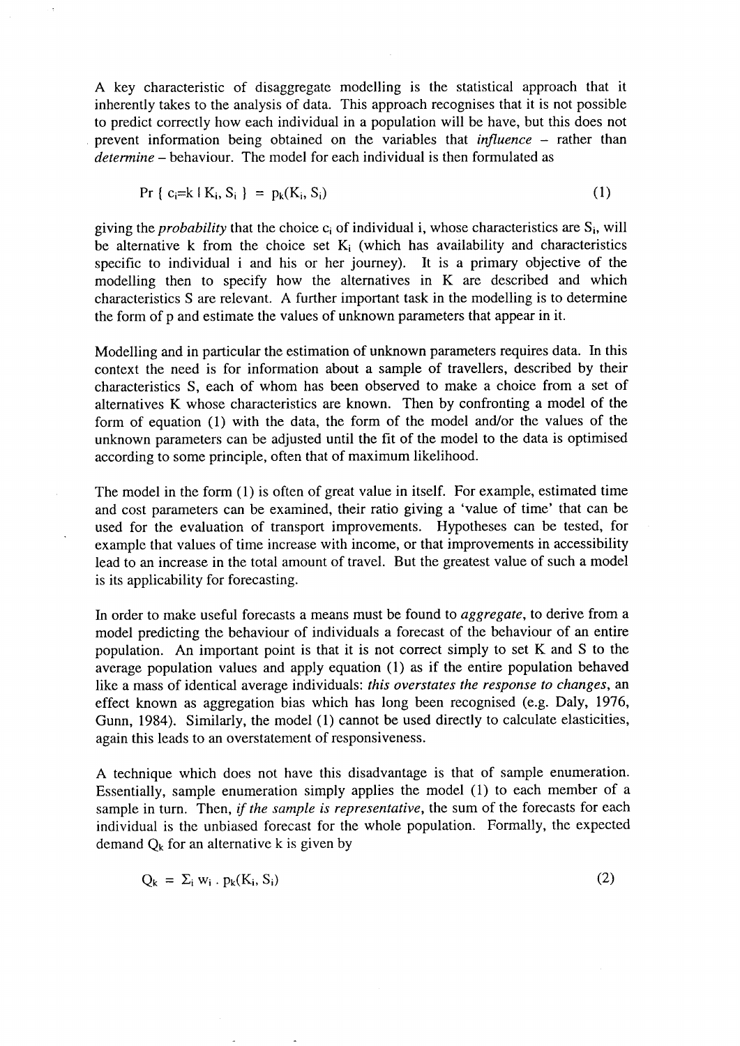A key characteristic of disaggregate modelling is the statistical approach that it inherently takes to the analysis of data. This approach recognises that it is not possible to predict correctly how each individual in a population will be have, but this does not prevent information being obtained on the variables that *influence* – rather than *determine* – behaviour. The model for each individual is then formulated as

$$\Pr\{ c_i = k \mid K_i, S_i \} = p_k(K_i, S_i) \tag{1}$$

giving the *probability* that the choice $c_i$ of individual i, whose characteristics are $S_i$, will be alternative k from the choice set $K_i$ (which has availability and characteristics specific to individual i and his or her journey). It is a primary objective of the modelling then to specify how the alternatives in K are described and which characteristics S are relevant. A further important task in the modelling is to determine the form of p and estimate the values of unknown parameters that appear in it.

Modelling and in particular the estimation of unknown parameters requires data. In this context the need is for information about a sample of travellers, described by their characteristics S, each of whom has been observed to make a choice from a set of alternatives K whose characteristics are known. Then by confronting a model of the form of equation (1) with the data, the form of the model and/or the values of the unknown parameters can be adjusted until the fit of the model to the data is optimised according to some principle, often that of maximum likelihood.

The model in the form (1) is often of great value in itself. For example, estimated time and cost parameters can be examined, their ratio giving a 'value of time' that can be used for the evaluation of transport improvements. Hypotheses can be tested, for example that values of time increase with income, or that improvements in accessibility lead to an increase in the total amount of travel. But the greatest value of such a model is its applicability for forecasting.

In order to make useful forecasts a means must be found to *aggregate*, to derive from a model predicting the behaviour of individuals a forecast of the behaviour of an entire population. An important point is that it is not correct simply to set K and S to the average population values and apply equation (1) as if the entire population behaved like a mass of identical average individuals: *this overstates the response to changes*, an effect known as aggregation bias which has long been recognised (e.g. Daly, 1976, Gunn, 1984). Similarly, the model (1) cannot be used directly to calculate elasticities, again this leads to an overstatement of responsiveness.

A technique which does not have this disadvantage is that of sample enumeration. Essentially, sample enumeration simply applies the model (1) to each member of a sample in turn. Then, *if the sample is representative*, the sum of the forecasts for each individual is the unbiased forecast for the whole population. Formally, the expected demand $Q_k$ for an alternative k is given by

$$Q_k = \Sigma_i \, w_i \cdot p_k(K_i, S_i) \tag{2}$$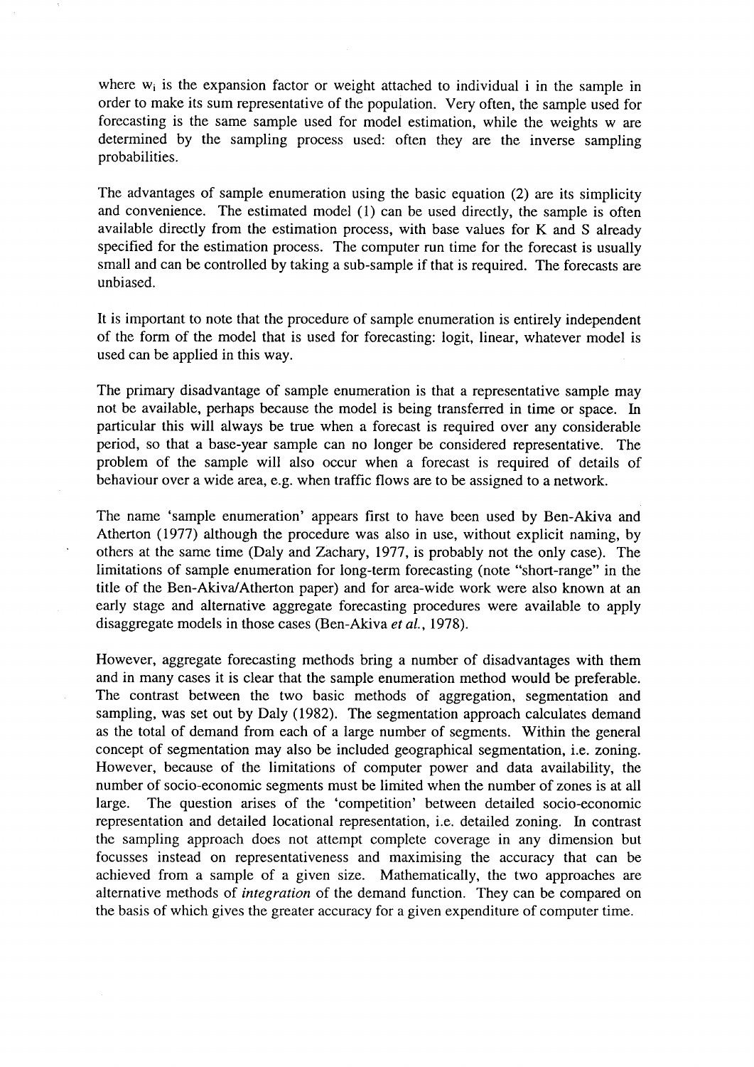where $w_i$ is the expansion factor or weight attached to individual i in the sample in order to make its sum representative of the population. Very often, the sample used for forecasting is the same sample used for model estimation, while the weights w are determined by the sampling process used: often they are the inverse sampling probabilities.

The advantages of sample enumeration using the basic equation (2) are its simplicity and convenience. The estimated model (1) can be used directly, the sample is often available directly from the estimation process, with base values for K and S already specified for the estimation process. The computer run time for the forecast is usually small and can be controlled by taking a sub-sample if that is required. The forecasts are unbiased.

It is important to note that the procedure of sample enumeration is entirely independent of the form of the model that is used for forecasting: logit, linear, whatever model is used can be applied in this way.

The primary disadvantage of sample enumeration is that a representative sample may not be available, perhaps because the model is being transferred in time or space. In particular this will always be true when a forecast is required over any considerable period, so that a base-year sample can no longer be considered representative. The problem of the sample will also occur when a forecast is required of details of behaviour over a wide area, e.g. when traffic flows are to be assigned to a network.

The name 'sample enumeration' appears first to have been used by Ben-Akiva and Atherton (1977) although the procedure was also in use, without explicit naming, by others at the same time (Daly and Zachary, 1977, is probably not the only case). The limitations of sample enumeration for long-term forecasting (note "short-range" in the title of the Ben-Akiva/Atherton paper) and for area-wide work were also known at an early stage and alternative aggregate forecasting procedures were available to apply disaggregate models in those cases (Ben-Akiva *et al.*, 1978).

However, aggregate forecasting methods bring a number of disadvantages with them and in many cases it is clear that the sample enumeration method would be preferable. The contrast between the two basic methods of aggregation, segmentation and sampling, was set out by Daly (1982). The segmentation approach calculates demand as the total of demand from each of a large number of segments. Within the general concept of segmentation may also be included geographical segmentation, i.e. zoning. However, because of the limitations of computer power and data availability, the number of socio-economic segments must be limited when the number of zones is at all large. The question arises of the 'competition' between detailed socio-economic representation and detailed locational representation, i.e. detailed zoning. In contrast the sampling approach does not attempt complete coverage in any dimension but focusses instead on representativeness and maximising the accuracy that can be achieved from a sample of a given size. Mathematically, the two approaches are alternative methods of *integration* of the demand function. They can be compared on the basis of which gives the greater accuracy for a given expenditure of computer time.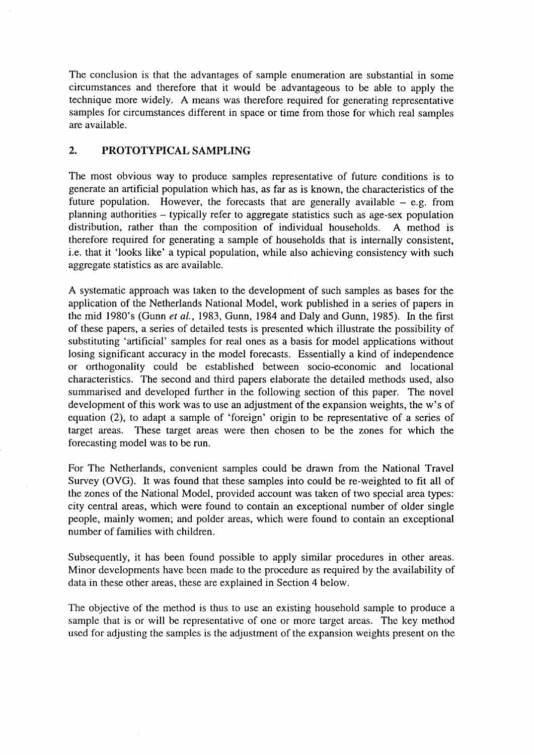The conclusion is that the advantages of sample enumeration are substantial in some circumstances and therefore that it would be advantageous to be able to apply the technique more widely. A means was therefore required for generating representative samples for circumstances different in space or time from those for which real samples are available.

## 2. PROTOTYPICAL SAMPLING

The most obvious way to produce samples representative of future conditions is to generate an artificial population which has, as far as is known, the characteristics of the future population. However, the forecasts that are generally available – e.g. from planning authorities – typically refer to aggregate statistics such as age-sex population distribution, rather than the composition of individual households. A method is therefore required for generating a sample of households that is internally consistent, i.e. that it 'looks like' a typical population, while also achieving consistency with such aggregate statistics as are available.

A systematic approach was taken to the development of such samples as bases for the application of the Netherlands National Model, work published in a series of papers in the mid 1980's (Gunn *et al.*, 1983, Gunn, 1984 and Daly and Gunn, 1985). In the first of these papers, a series of detailed tests is presented which illustrate the possibility of substituting 'artificial' samples for real ones as a basis for model applications without losing significant accuracy in the model forecasts. Essentially a kind of independence or orthogonality could be established between socio-economic and locational characteristics. The second and third papers elaborate the detailed methods used, also summarised and developed further in the following section of this paper. The novel development of this work was to use an adjustment of the expansion weights, the w's of equation (2), to adapt a sample of 'foreign' origin to be representative of a series of target areas. These target areas were then chosen to be the zones for which the forecasting model was to be run.

For The Netherlands, convenient samples could be drawn from the National Travel Survey (OVG). It was found that these samples into could be re-weighted to fit all of the zones of the National Model, provided account was taken of two special area types: city central areas, which were found to contain an exceptional number of older single people, mainly women; and polder areas, which were found to contain an exceptional number of families with children.

Subsequently, it has been found possible to apply similar procedures in other areas. Minor developments have been made to the procedure as required by the availability of data in these other areas, these are explained in Section 4 below.

The objective of the method is thus to use an existing household sample to produce a sample that is or will be representative of one or more target areas. The key method used for adjusting the samples is the adjustment of the expansion weights present on the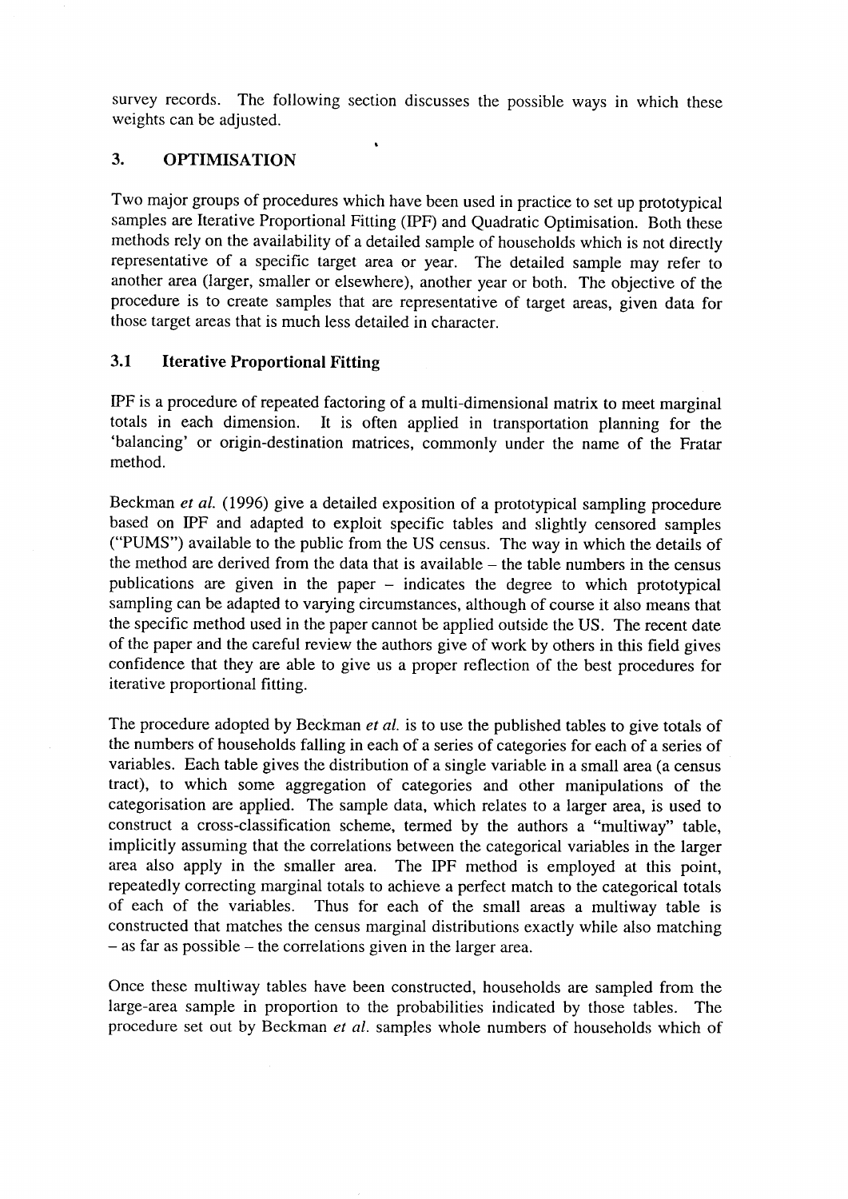survey records. The following section discusses the possible ways in which these weights can be adjusted.

## 3. OPTIMISATION

Two major groups of procedures which have been used in practice to set up prototypical samples are Iterative Proportional Fitting (IPF) and Quadratic Optimisation. Both these methods rely on the availability of a detailed sample of households which is not directly representative of a specific target area or year. The detailed sample may refer to another area (larger, smaller or elsewhere), another year or both. The objective of the procedure is to create samples that are representative of target areas, given data for those target areas that is much less detailed in character.

### 3.1 Iterative Proportional Fitting

IPF is a procedure of repeated factoring of a multi-dimensional matrix to meet marginal totals in each dimension. It is often applied in transportation planning for the 'balancing' or origin-destination matrices, commonly under the name of the Fratar method.

Beckman *et al.* (1996) give a detailed exposition of a prototypical sampling procedure based on IPF and adapted to exploit specific tables and slightly censored samples ("PUMS") available to the public from the US census. The way in which the details of the method are derived from the data that is available – the table numbers in the census publications are given in the paper – indicates the degree to which prototypical sampling can be adapted to varying circumstances, although of course it also means that the specific method used in the paper cannot be applied outside the US. The recent date of the paper and the careful review the authors give of work by others in this field gives confidence that they are able to give us a proper reflection of the best procedures for iterative proportional fitting.

The procedure adopted by Beckman *et al.* is to use the published tables to give totals of the numbers of households falling in each of a series of categories for each of a series of variables. Each table gives the distribution of a single variable in a small area (a census tract), to which some aggregation of categories and other manipulations of the categorisation are applied. The sample data, which relates to a larger area, is used to construct a cross-classification scheme, termed by the authors a "multiway" table, implicitly assuming that the correlations between the categorical variables in the larger area also apply in the smaller area. The IPF method is employed at this point, repeatedly correcting marginal totals to achieve a perfect match to the categorical totals of each of the variables. Thus for each of the small areas a multiway table is constructed that matches the census marginal distributions exactly while also matching – as far as possible – the correlations given in the larger area.

Once these multiway tables have been constructed, households are sampled from the large-area sample in proportion to the probabilities indicated by those tables. The procedure set out by Beckman *et al.* samples whole numbers of households which of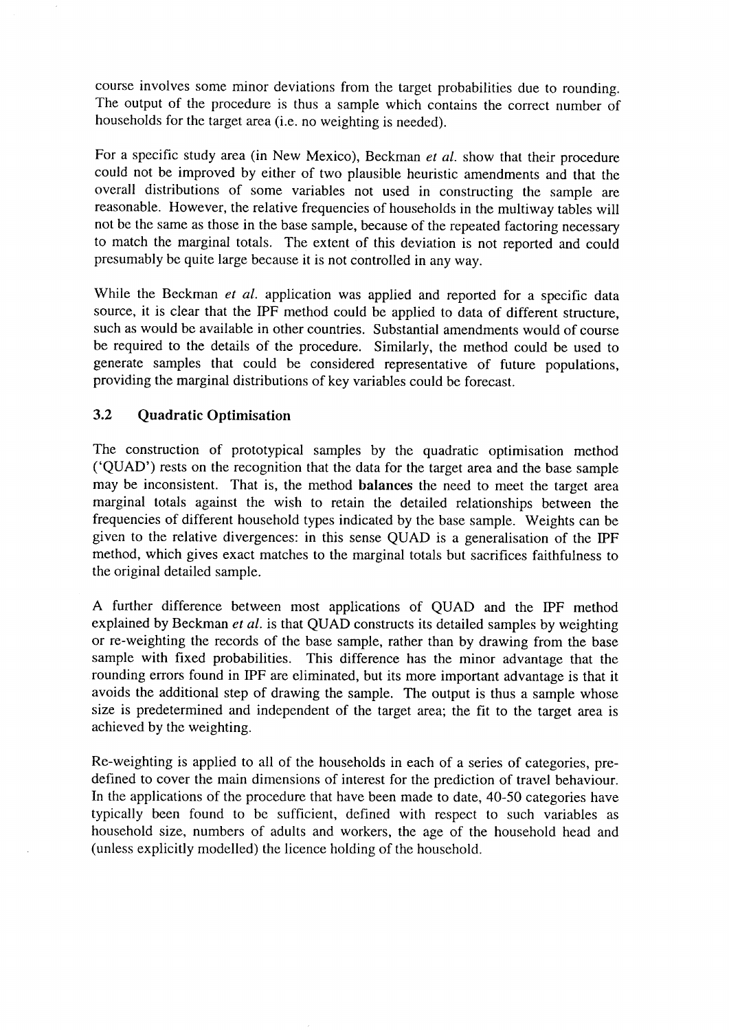course involves some minor deviations from the target probabilities due to rounding. The output of the procedure is thus a sample which contains the correct number of households for the target area (i.e. no weighting is needed).

For a specific study area (in New Mexico), Beckman *et al.* show that their procedure could not be improved by either of two plausible heuristic amendments and that the overall distributions of some variables not used in constructing the sample are reasonable. However, the relative frequencies of households in the multiway tables will not be the same as those in the base sample, because of the repeated factoring necessary to match the marginal totals. The extent of this deviation is not reported and could presumably be quite large because it is not controlled in any way.

While the Beckman *et al.* application was applied and reported for a specific data source, it is clear that the IPF method could be applied to data of different structure, such as would be available in other countries. Substantial amendments would of course be required to the details of the procedure. Similarly, the method could be used to generate samples that could be considered representative of future populations, providing the marginal distributions of key variables could be forecast.

## 3.2 Quadratic Optimisation

The construction of prototypical samples by the quadratic optimisation method ('QUAD') rests on the recognition that the data for the target area and the base sample may be inconsistent. That is, the method **balances** the need to meet the target area marginal totals against the wish to retain the detailed relationships between the frequencies of different household types indicated by the base sample. Weights can be given to the relative divergences: in this sense QUAD is a generalisation of the IPF method, which gives exact matches to the marginal totals but sacrifices faithfulness to the original detailed sample.

A further difference between most applications of QUAD and the IPF method explained by Beckman *et al.* is that QUAD constructs its detailed samples by weighting or re-weighting the records of the base sample, rather than by drawing from the base sample with fixed probabilities. This difference has the minor advantage that the rounding errors found in IPF are eliminated, but its more important advantage is that it avoids the additional step of drawing the sample. The output is thus a sample whose size is predetermined and independent of the target area; the fit to the target area is achieved by the weighting.

Re-weighting is applied to all of the households in each of a series of categories, pre-defined to cover the main dimensions of interest for the prediction of travel behaviour. In the applications of the procedure that have been made to date, 40-50 categories have typically been found to be sufficient, defined with respect to such variables as household size, numbers of adults and workers, the age of the household head and (unless explicitly modelled) the licence holding of the household.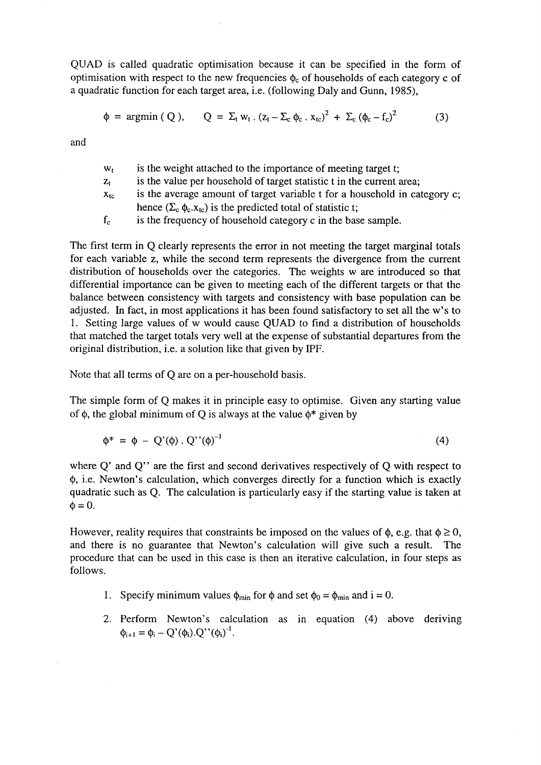QUAD is called quadratic optimisation because it can be specified in the form of optimisation with respect to the new frequencies $\phi_c$ of households of each category c of a quadratic function for each target area, i.e. (following Daly and Gunn, 1985),

$$\phi = \text{argmin}\,(Q), \qquad Q = \Sigma_t\, w_t \,.\, (z_t - \Sigma_c\, \phi_c \,.\, x_{tc})^2 \;+\; \Sigma_c\, (\phi_c - f_c)^2 \qquad (3)$$

and

- $w_t$ is the weight attached to the importance of meeting target t;
- $z_t$ is the value per household of target statistic t in the current area;
- $x_{tc}$ is the average amount of target variable t for a household in category c; hence ($\Sigma_c\, \phi_c . x_{tc}$) is the predicted total of statistic t;
- $f_c$ is the frequency of household category c in the base sample.

The first term in Q clearly represents the error in not meeting the target marginal totals for each variable z, while the second term represents the divergence from the current distribution of households over the categories. The weights w are introduced so that differential importance can be given to meeting each of the different targets or that the balance between consistency with targets and consistency with base population can be adjusted. In fact, in most applications it has been found satisfactory to set all the w's to 1. Setting large values of w would cause QUAD to find a distribution of households that matched the target totals very well at the expense of substantial departures from the original distribution, i.e. a solution like that given by IPF.

Note that all terms of Q are on a per-household basis.

The simple form of Q makes it in principle easy to optimise. Given any starting value of $\phi$, the global minimum of Q is always at the value $\phi^*$ given by

$$\phi^* \;=\; \phi \;-\; Q'(\phi) \,.\, Q''(\phi)^{-1} \qquad (4)$$

where Q' and Q'' are the first and second derivatives respectively of Q with respect to $\phi$, i.e. Newton's calculation, which converges directly for a function which is exactly quadratic such as Q. The calculation is particularly easy if the starting value is taken at $\phi = 0$.

However, reality requires that constraints be imposed on the values of $\phi$, e.g. that $\phi \geq 0$, and there is no guarantee that Newton's calculation will give such a result. The procedure that can be used in this case is then an iterative calculation, in four steps as follows.

1. Specify minimum values $\phi_{min}$ for $\phi$ and set $\phi_0 = \phi_{min}$ and i = 0.
2. Perform Newton's calculation as in equation (4) above deriving $\phi_{i+1} = \phi_i - Q'(\phi_i).Q''(\phi_i)^{-1}$.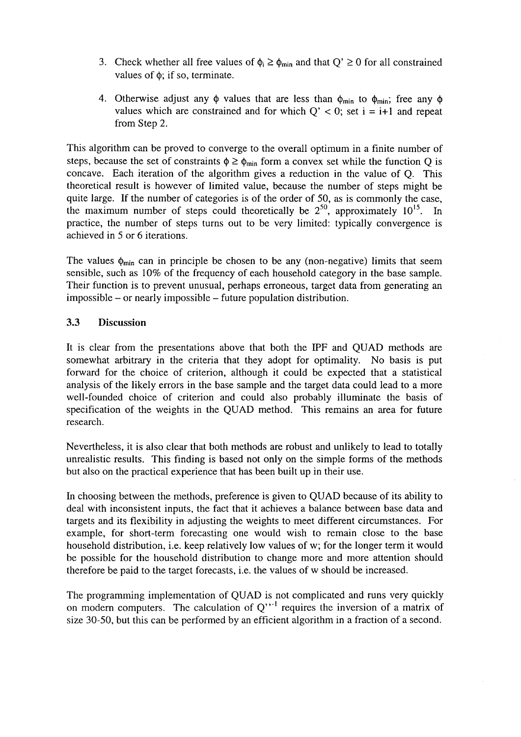3. Check whether all free values of $\phi_i \geq \phi_{min}$ and that $Q' \geq 0$ for all constrained values of $\phi$; if so, terminate.

4. Otherwise adjust any $\phi$ values that are less than $\phi_{min}$ to $\phi_{min}$; free any $\phi$ values which are constrained and for which $Q' < 0$; set $i = i+1$ and repeat from Step 2.

This algorithm can be proved to converge to the overall optimum in a finite number of steps, because the set of constraints $\phi \geq \phi_{min}$ form a convex set while the function Q is concave. Each iteration of the algorithm gives a reduction in the value of Q. This theoretical result is however of limited value, because the number of steps might be quite large. If the number of categories is of the order of 50, as is commonly the case, the maximum number of steps could theoretically be $2^{50}$, approximately $10^{15}$. In practice, the number of steps turns out to be very limited: typically convergence is achieved in 5 or 6 iterations.

The values $\phi_{min}$ can in principle be chosen to be any (non-negative) limits that seem sensible, such as 10% of the frequency of each household category in the base sample. Their function is to prevent unusual, perhaps erroneous, target data from generating an impossible – or nearly impossible – future population distribution.

### 3.3 Discussion

It is clear from the presentations above that both the IPF and QUAD methods are somewhat arbitrary in the criteria that they adopt for optimality. No basis is put forward for the choice of criterion, although it could be expected that a statistical analysis of the likely errors in the base sample and the target data could lead to a more well-founded choice of criterion and could also probably illuminate the basis of specification of the weights in the QUAD method. This remains an area for future research.

Nevertheless, it is also clear that both methods are robust and unlikely to lead to totally unrealistic results. This finding is based not only on the simple forms of the methods but also on the practical experience that has been built up in their use.

In choosing between the methods, preference is given to QUAD because of its ability to deal with inconsistent inputs, the fact that it achieves a balance between base data and targets and its flexibility in adjusting the weights to meet different circumstances. For example, for short-term forecasting one would wish to remain close to the base household distribution, i.e. keep relatively low values of w; for the longer term it would be possible for the household distribution to change more and more attention should therefore be paid to the target forecasts, i.e. the values of w should be increased.

The programming implementation of QUAD is not complicated and runs very quickly on modern computers. The calculation of $Q''^{-1}$ requires the inversion of a matrix of size 30-50, but this can be performed by an efficient algorithm in a fraction of a second.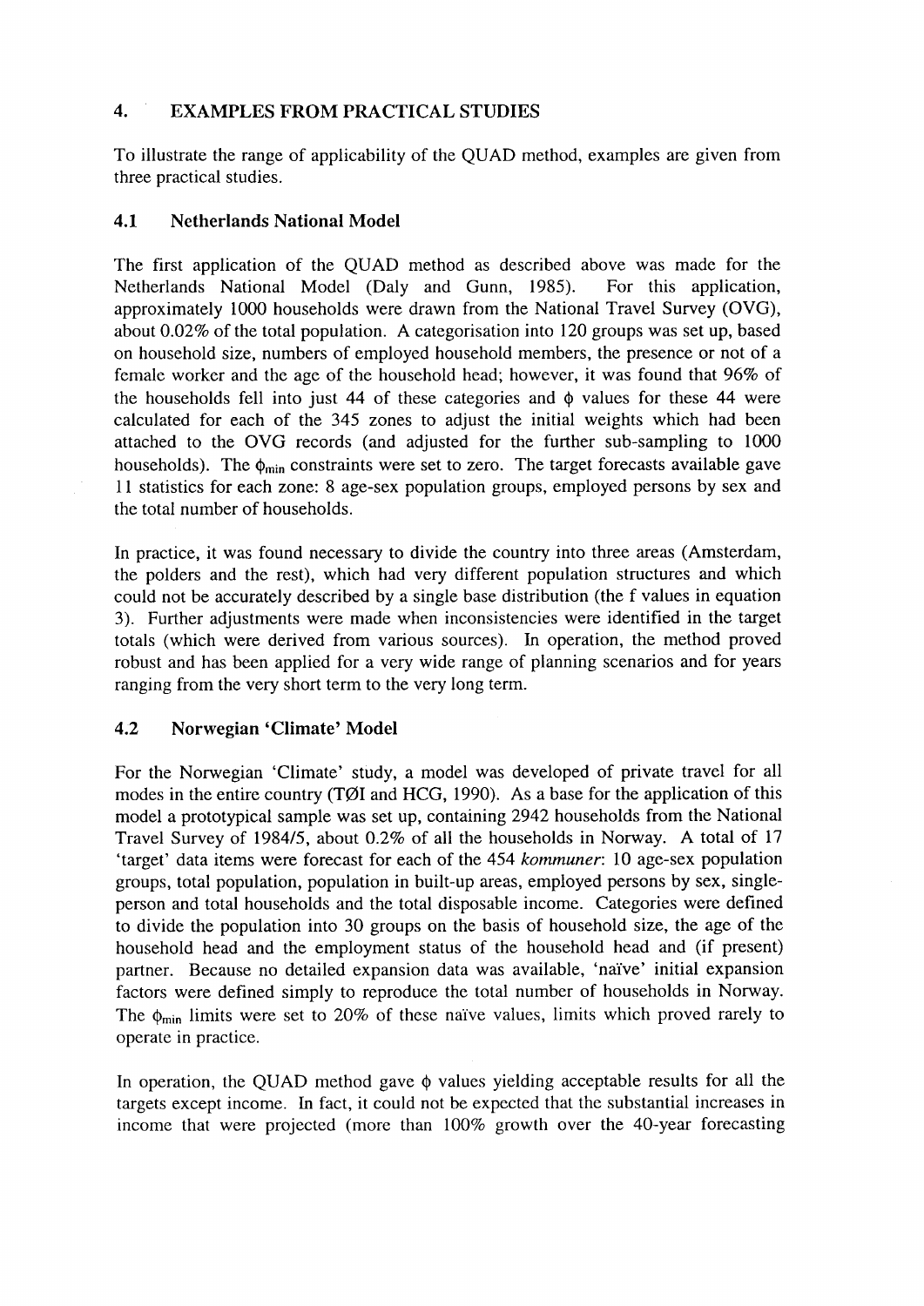## 4. EXAMPLES FROM PRACTICAL STUDIES

To illustrate the range of applicability of the QUAD method, examples are given from three practical studies.

### 4.1 Netherlands National Model

The first application of the QUAD method as described above was made for the Netherlands National Model (Daly and Gunn, 1985). For this application, approximately 1000 households were drawn from the National Travel Survey (OVG), about 0.02% of the total population. A categorisation into 120 groups was set up, based on household size, numbers of employed household members, the presence or not of a female worker and the age of the household head; however, it was found that 96% of the households fell into just 44 of these categories and $\phi$ values for these 44 were calculated for each of the 345 zones to adjust the initial weights which had been attached to the OVG records (and adjusted for the further sub-sampling to 1000 households). The $\phi_{min}$ constraints were set to zero. The target forecasts available gave 11 statistics for each zone: 8 age-sex population groups, employed persons by sex and the total number of households.

In practice, it was found necessary to divide the country into three areas (Amsterdam, the polders and the rest), which had very different population structures and which could not be accurately described by a single base distribution (the f values in equation 3). Further adjustments were made when inconsistencies were identified in the target totals (which were derived from various sources). In operation, the method proved robust and has been applied for a very wide range of planning scenarios and for years ranging from the very short term to the very long term.

### 4.2 Norwegian 'Climate' Model

For the Norwegian 'Climate' study, a model was developed of private travel for all modes in the entire country (TØI and HCG, 1990). As a base for the application of this model a prototypical sample was set up, containing 2942 households from the National Travel Survey of 1984/5, about 0.2% of all the households in Norway. A total of 17 'target' data items were forecast for each of the 454 *kommuner*: 10 age-sex population groups, total population, population in built-up areas, employed persons by sex, single-person and total households and the total disposable income. Categories were defined to divide the population into 30 groups on the basis of household size, the age of the household head and the employment status of the household head and (if present) partner. Because no detailed expansion data was available, 'naïve' initial expansion factors were defined simply to reproduce the total number of households in Norway. The $\phi_{min}$ limits were set to 20% of these naïve values, limits which proved rarely to operate in practice.

In operation, the QUAD method gave $\phi$ values yielding acceptable results for all the targets except income. In fact, it could not be expected that the substantial increases in income that were projected (more than 100% growth over the 40-year forecasting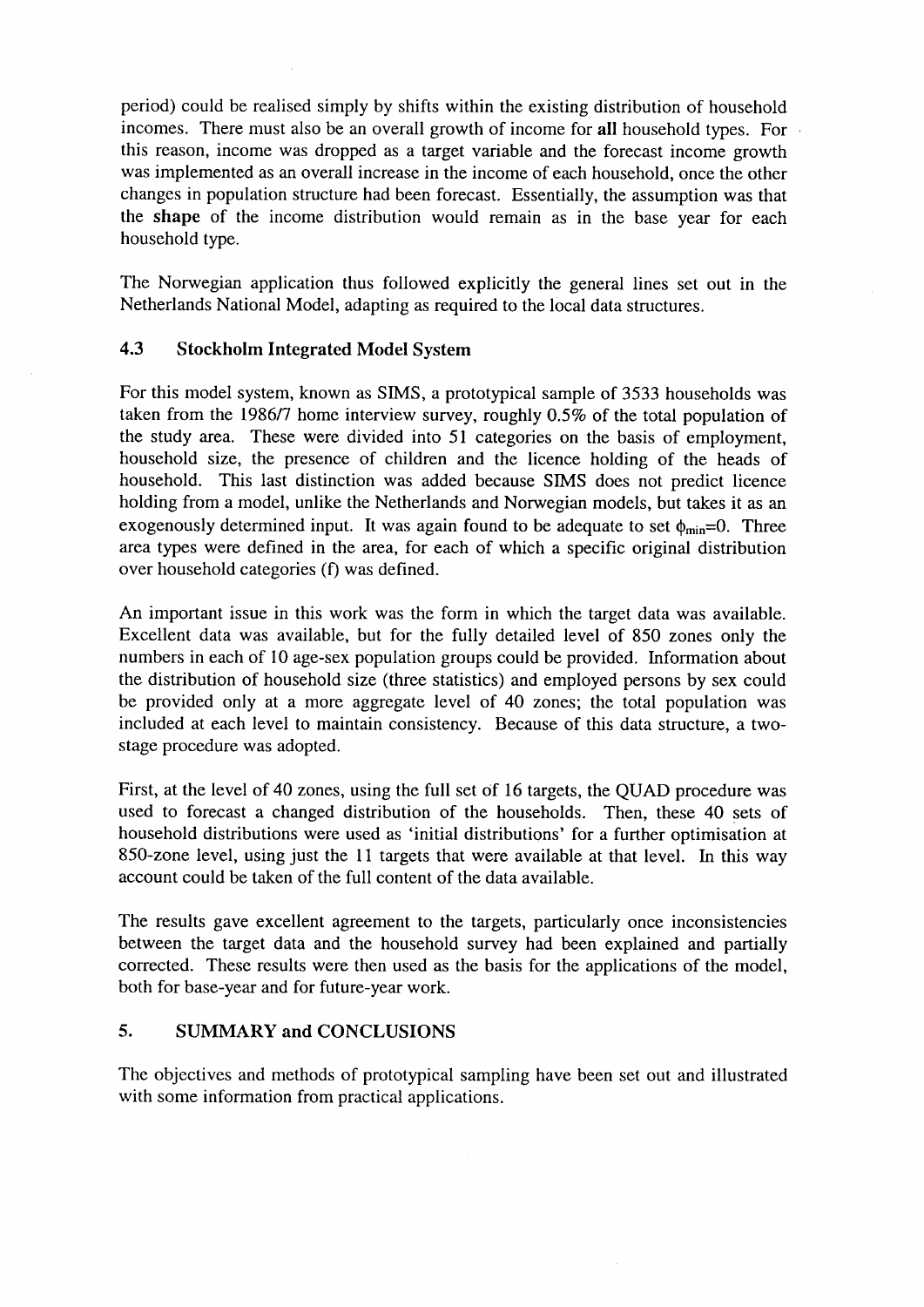period) could be realised simply by shifts within the existing distribution of household incomes. There must also be an overall growth of income for **all** household types. For this reason, income was dropped as a target variable and the forecast income growth was implemented as an overall increase in the income of each household, once the other changes in population structure had been forecast. Essentially, the assumption was that the **shape** of the income distribution would remain as in the base year for each household type.

The Norwegian application thus followed explicitly the general lines set out in the Netherlands National Model, adapting as required to the local data structures.

### 4.3 Stockholm Integrated Model System

For this model system, known as SIMS, a prototypical sample of 3533 households was taken from the 1986/7 home interview survey, roughly 0.5% of the total population of the study area. These were divided into 51 categories on the basis of employment, household size, the presence of children and the licence holding of the heads of household. This last distinction was added because SIMS does not predict licence holding from a model, unlike the Netherlands and Norwegian models, but takes it as an exogenously determined input. It was again found to be adequate to set $\phi_{min}=0$. Three area types were defined in the area, for each of which a specific original distribution over household categories (f) was defined.

An important issue in this work was the form in which the target data was available. Excellent data was available, but for the fully detailed level of 850 zones only the numbers in each of 10 age-sex population groups could be provided. Information about the distribution of household size (three statistics) and employed persons by sex could be provided only at a more aggregate level of 40 zones; the total population was included at each level to maintain consistency. Because of this data structure, a two-stage procedure was adopted.

First, at the level of 40 zones, using the full set of 16 targets, the QUAD procedure was used to forecast a changed distribution of the households. Then, these 40 sets of household distributions were used as 'initial distributions' for a further optimisation at 850-zone level, using just the 11 targets that were available at that level. In this way account could be taken of the full content of the data available.

The results gave excellent agreement to the targets, particularly once inconsistencies between the target data and the household survey had been explained and partially corrected. These results were then used as the basis for the applications of the model, both for base-year and for future-year work.

## 5. SUMMARY and CONCLUSIONS

The objectives and methods of prototypical sampling have been set out and illustrated with some information from practical applications.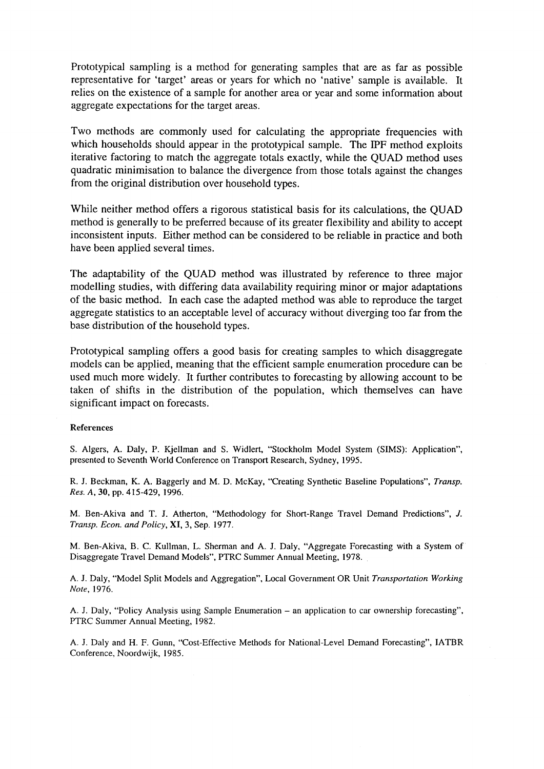Prototypical sampling is a method for generating samples that are as far as possible representative for 'target' areas or years for which no 'native' sample is available. It relies on the existence of a sample for another area or year and some information about aggregate expectations for the target areas.

Two methods are commonly used for calculating the appropriate frequencies with which households should appear in the prototypical sample. The IPF method exploits iterative factoring to match the aggregate totals exactly, while the QUAD method uses quadratic minimisation to balance the divergence from those totals against the changes from the original distribution over household types.

While neither method offers a rigorous statistical basis for its calculations, the QUAD method is generally to be preferred because of its greater flexibility and ability to accept inconsistent inputs. Either method can be considered to be reliable in practice and both have been applied several times.

The adaptability of the QUAD method was illustrated by reference to three major modelling studies, with differing data availability requiring minor or major adaptations of the basic method. In each case the adapted method was able to reproduce the target aggregate statistics to an acceptable level of accuracy without diverging too far from the base distribution of the household types.

Prototypical sampling offers a good basis for creating samples to which disaggregate models can be applied, meaning that the efficient sample enumeration procedure can be used much more widely. It further contributes to forecasting by allowing account to be taken of shifts in the distribution of the population, which themselves can have significant impact on forecasts.

#### References

S. Algers, A. Daly, P. Kjellman and S. Widlert, "Stockholm Model System (SIMS): Application", presented to Seventh World Conference on Transport Research, Sydney, 1995.

R. J. Beckman, K. A. Baggerly and M. D. McKay, "Creating Synthetic Baseline Populations", *Transp. Res. A*, **30**, pp. 415-429, 1996.

M. Ben-Akiva and T. J. Atherton, "Methodology for Short-Range Travel Demand Predictions", *J. Transp. Econ. and Policy*, **XI**, 3, Sep. 1977.

M. Ben-Akiva, B. C. Kullman, L. Sherman and A. J. Daly, "Aggregate Forecasting with a System of Disaggregate Travel Demand Models", PTRC Summer Annual Meeting, 1978.

A. J. Daly, "Model Split Models and Aggregation", Local Government OR Unit *Transportation Working Note*, 1976.

A. J. Daly, "Policy Analysis using Sample Enumeration – an application to car ownership forecasting", PTRC Summer Annual Meeting, 1982.

A. J. Daly and H. F. Gunn, "Cost-Effective Methods for National-Level Demand Forecasting", IATBR Conference, Noordwijk, 1985.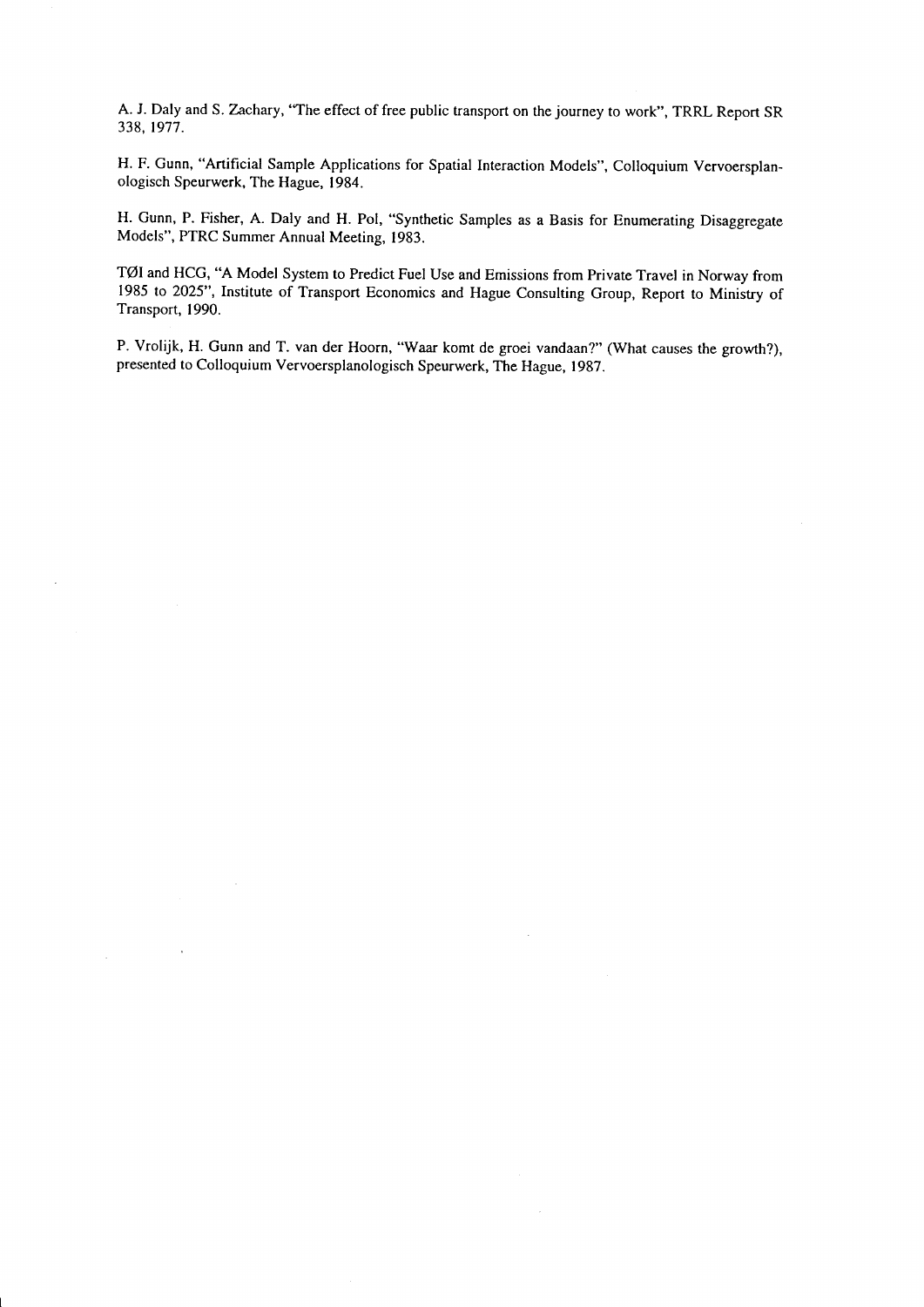A. J. Daly and S. Zachary, "The effect of free public transport on the journey to work", TRRL Report SR 338, 1977.

H. F. Gunn, "Artificial Sample Applications for Spatial Interaction Models", Colloquium Vervoersplanologisch Speurwerk, The Hague, 1984.

H. Gunn, P. Fisher, A. Daly and H. Pol, "Synthetic Samples as a Basis for Enumerating Disaggregate Models", PTRC Summer Annual Meeting, 1983.

TØI and HCG, "A Model System to Predict Fuel Use and Emissions from Private Travel in Norway from 1985 to 2025", Institute of Transport Economics and Hague Consulting Group, Report to Ministry of Transport, 1990.

P. Vrolijk, H. Gunn and T. van der Hoorn, "Waar komt de groei vandaan?" (What causes the growth?), presented to Colloquium Vervoersplanologisch Speurwerk, The Hague, 1987.